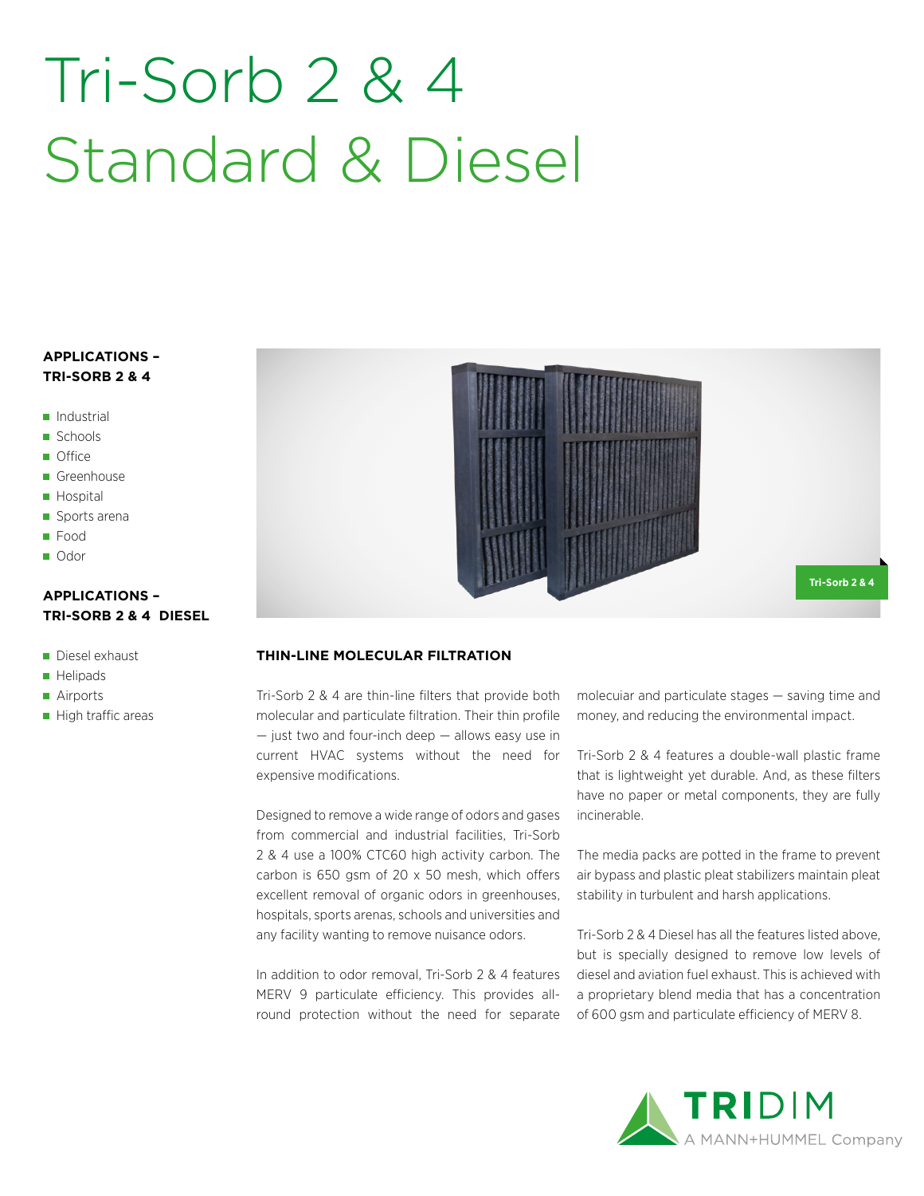# Tri-Sorb 2 & 4 Standard & Diesel

**APPLICATIONS – TRI-SORB 2 & 4**

- Industrial
- Schools
- Office
- Greenhouse
- Hospital
- Sports arena
- Food
- Odor

**APPLICATIONS – TRI-SORB 2 & 4 DIESEL**

- Diesel exhaust
- Helipads
- Airports
- High traffic areas

Tri-Sorb 2 & 4

## THIN-LINE MOLECULAR FILTRATION

Tri-Sorb 2 & 4 are thin-line filters that provide both molecular and particulate filtration. Their thin profile — just two and four-inch deep — allows easy use in current HVAC systems without the need for expensive modifications.

Designed to remove a wide range of odors and gases from commercial and industrial facilities, Tri-Sorb 2 & 4 use a 100% CTC60 high activity carbon. The carbon is 650 gsm of 20 x 50 mesh, which offers excellent removal of organic odors in greenhouses, hospitals, sports arenas, schools and universities and any facility wanting to remove nuisance odors.

In addition to odor removal, Tri-Sorb 2 & 4 features MERV 9 particulate efficiency. This provides all-round protection without the need for separate molecuiar and particulate stages — saving time and money, and reducing the environmental impact.

Tri-Sorb 2 & 4 features a double-wall plastic frame that is lightweight yet durable. And, as these filters have no paper or metal components, they are fully incinerable.

The media packs are potted in the frame to prevent air bypass and plastic pleat stabilizers maintain pleat stability in turbulent and harsh applications.

Tri-Sorb 2 & 4 Diesel has all the features listed above, but is specially designed to remove low levels of diesel and aviation fuel exhaust. This is achieved with a proprietary blend media that has a concentration of 600 gsm and particulate efficiency of MERV 8.

TRIDIM A MANN+HUMMEL Company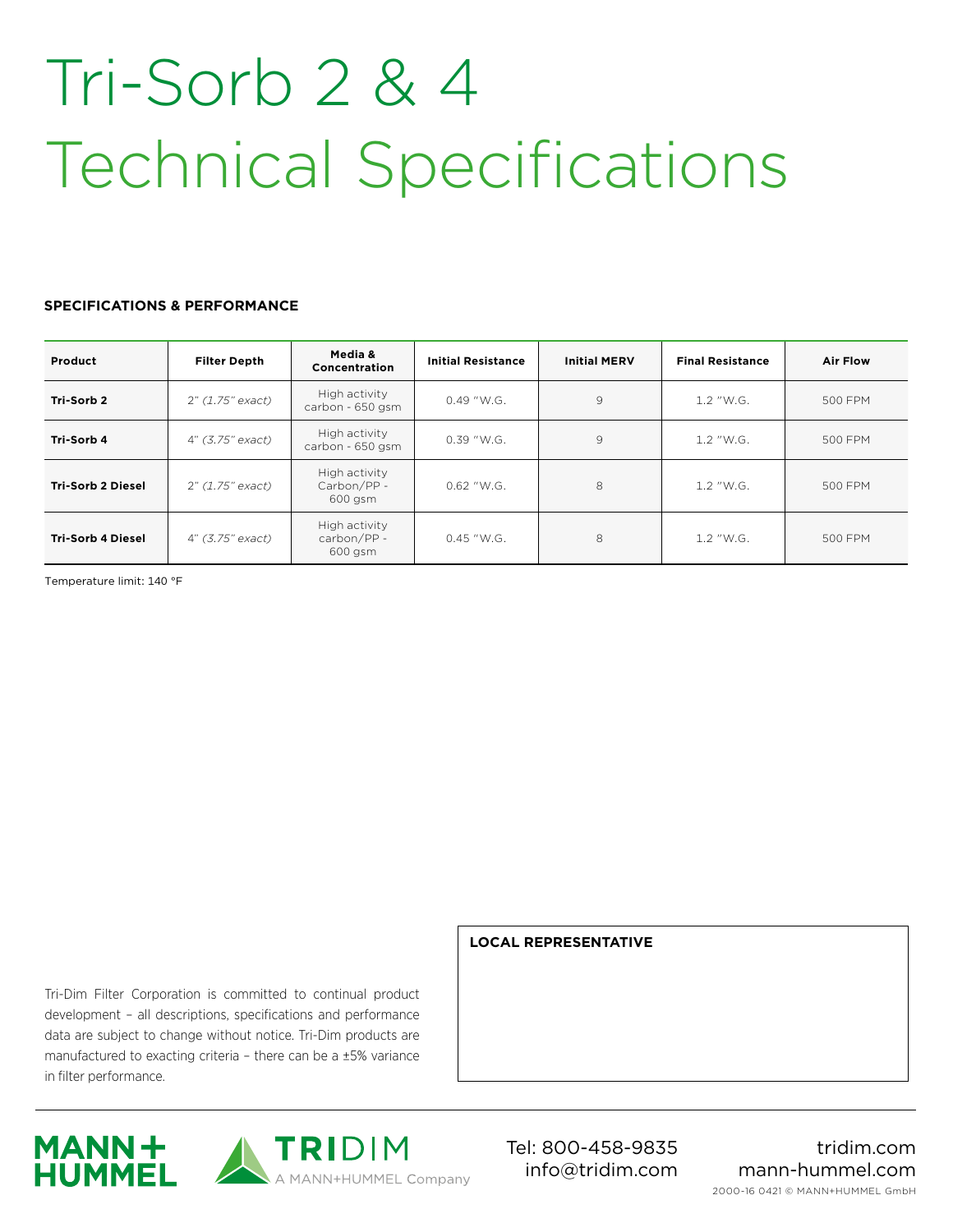# Tri-Sorb 2 & 4 Technical Specifications

**SPECIFICATIONS & PERFORMANCE**

| Product | Filter Depth | Media & Concentration | Initial Resistance | Initial MERV | Final Resistance | Air Flow |
|---|---|---|---|---|---|---|
| **Tri-Sorb 2** | 2" *(1.75" exact)* | High activity carbon - 650 gsm | 0.49 "W.G. | 9 | 1.2 "W.G. | 500 FPM |
| **Tri-Sorb 4** | 4" *(3.75" exact)* | High activity carbon - 650 gsm | 0.39 "W.G. | 9 | 1.2 "W.G. | 500 FPM |
| **Tri-Sorb 2 Diesel** | 2" *(1.75" exact)* | High activity Carbon/PP - 600 gsm | 0.62 "W.G. | 8 | 1.2 "W.G. | 500 FPM |
| **Tri-Sorb 4 Diesel** | 4" *(3.75" exact)* | High activity carbon/PP - 600 gsm | 0.45 "W.G. | 8 | 1.2 "W.G. | 500 FPM |

Temperature limit: 140 °F

Tri-Dim Filter Corporation is committed to continual product development – all descriptions, specifications and performance data are subject to change without notice. Tri-Dim products are manufactured to exacting criteria – there can be a ±5% variance in filter performance.

**LOCAL REPRESENTATIVE**

MANN+HUMMEL

TRIDIM
A MANN+HUMMEL Company

Tel: 800-458-9835
info@tridim.com

tridim.com
mann-hummel.com

2000-16 0421 © MANN+HUMMEL GmbH